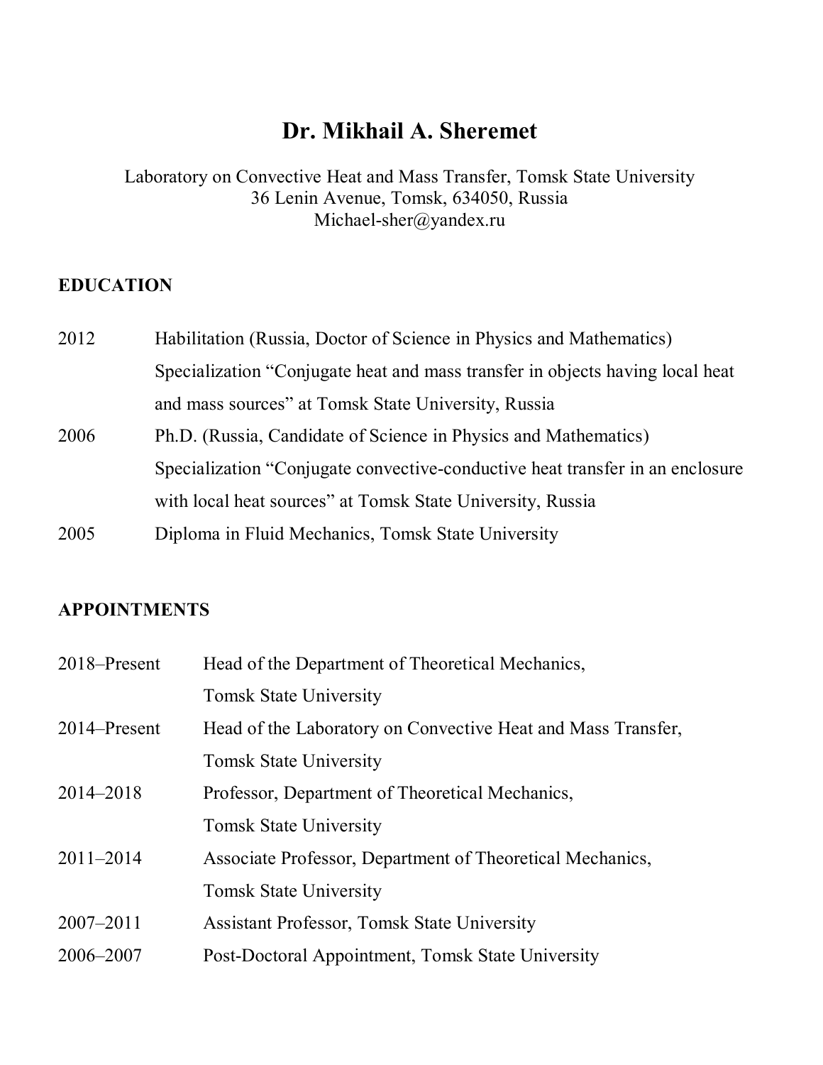# Dr. Mikhail A. Sheremet

Laboratory on Convective Heat and Mass Transfer, Tomsk State University
36 Lenin Avenue, Tomsk, 634050, Russia
Michael-sher@yandex.ru

## EDUCATION

| | |
|---|---|
| 2012 | Habilitation (Russia, Doctor of Science in Physics and Mathematics) Specialization “Conjugate heat and mass transfer in objects having local heat and mass sources” at Tomsk State University, Russia |
| 2006 | Ph.D. (Russia, Candidate of Science in Physics and Mathematics) Specialization “Conjugate convective-conductive heat transfer in an enclosure with local heat sources” at Tomsk State University, Russia |
| 2005 | Diploma in Fluid Mechanics, Tomsk State University |

## APPOINTMENTS

| | |
|---|---|
| 2018–Present | Head of the Department of Theoretical Mechanics, Tomsk State University |
| 2014–Present | Head of the Laboratory on Convective Heat and Mass Transfer, Tomsk State University |
| 2014–2018 | Professor, Department of Theoretical Mechanics, Tomsk State University |
| 2011–2014 | Associate Professor, Department of Theoretical Mechanics, Tomsk State University |
| 2007–2011 | Assistant Professor, Tomsk State University |
| 2006–2007 | Post-Doctoral Appointment, Tomsk State University |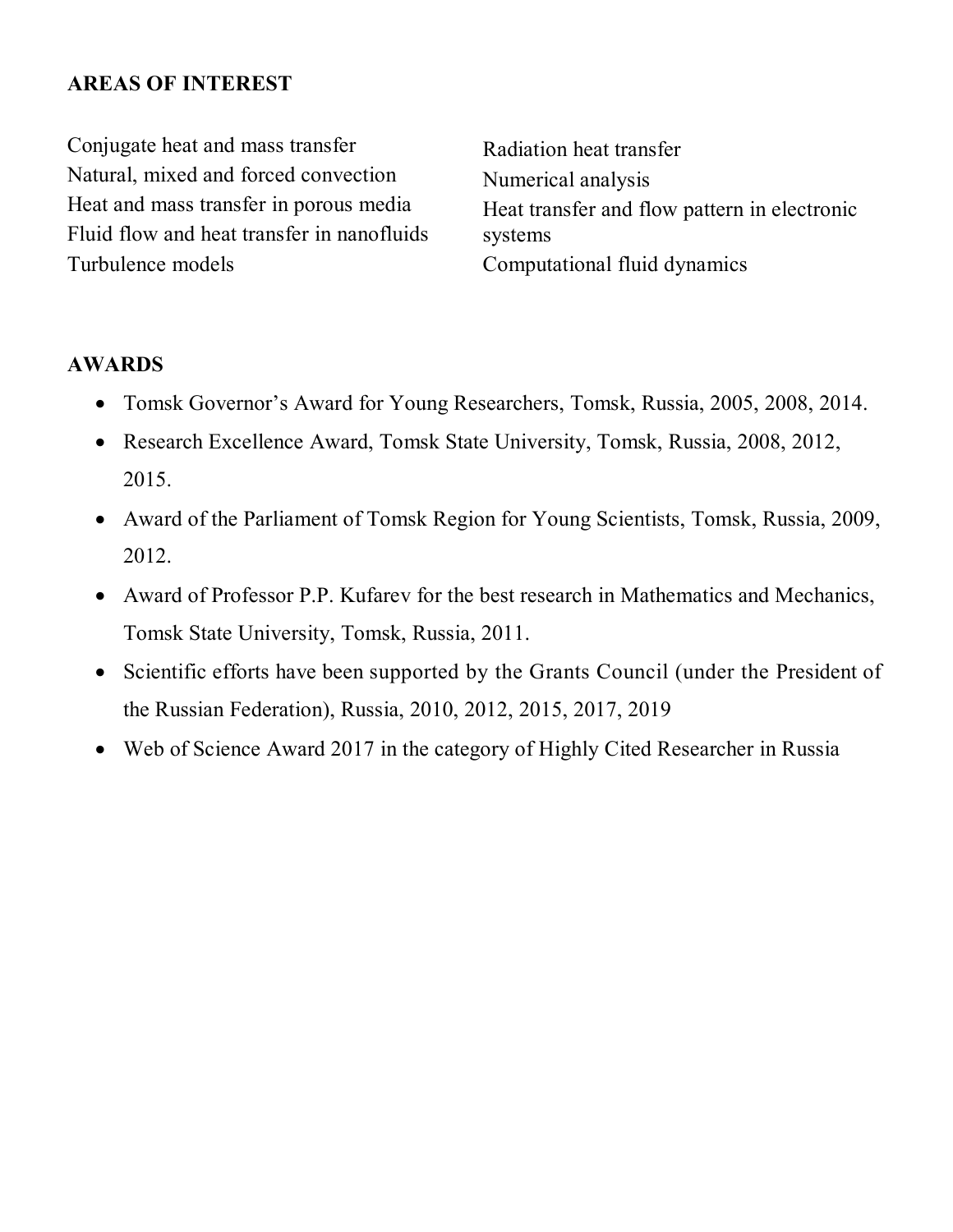## AREAS OF INTEREST

Conjugate heat and mass transfer
Natural, mixed and forced convection
Heat and mass transfer in porous media
Fluid flow and heat transfer in nanofluids
Turbulence models
Radiation heat transfer
Numerical analysis
Heat transfer and flow pattern in electronic systems
Computational fluid dynamics

## AWARDS

- Tomsk Governor's Award for Young Researchers, Tomsk, Russia, 2005, 2008, 2014.
- Research Excellence Award, Tomsk State University, Tomsk, Russia, 2008, 2012, 2015.
- Award of the Parliament of Tomsk Region for Young Scientists, Tomsk, Russia, 2009, 2012.
- Award of Professor P.P. Kufarev for the best research in Mathematics and Mechanics, Tomsk State University, Tomsk, Russia, 2011.
- Scientific efforts have been supported by the Grants Council (under the President of the Russian Federation), Russia, 2010, 2012, 2015, 2017, 2019
- Web of Science Award 2017 in the category of Highly Cited Researcher in Russia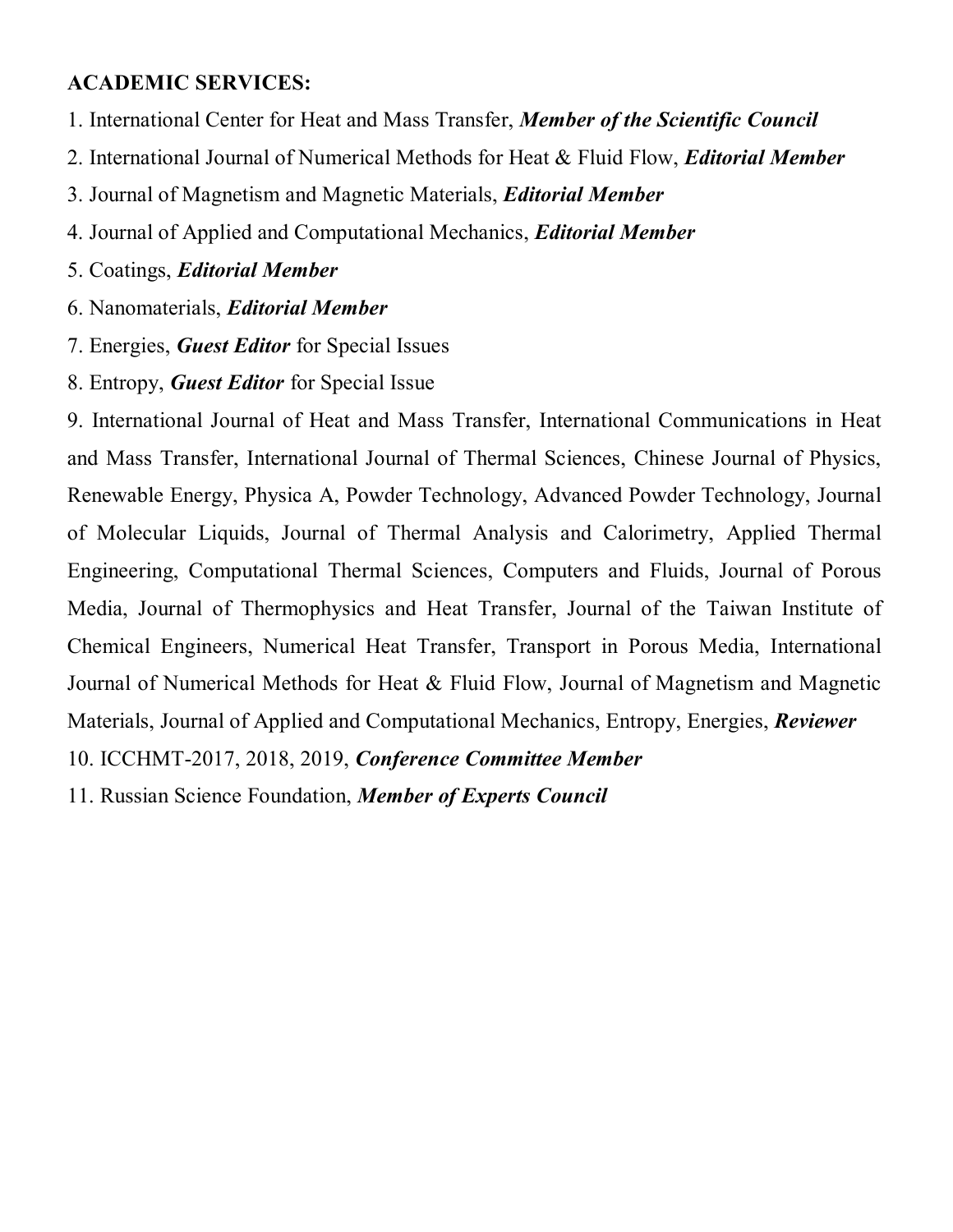**ACADEMIC SERVICES:**

1. International Center for Heat and Mass Transfer, ***Member of the Scientific Council***
2. International Journal of Numerical Methods for Heat & Fluid Flow, ***Editorial Member***
3. Journal of Magnetism and Magnetic Materials, ***Editorial Member***
4. Journal of Applied and Computational Mechanics, ***Editorial Member***
5. Coatings, ***Editorial Member***
6. Nanomaterials, ***Editorial Member***
7. Energies, ***Guest Editor*** for Special Issues
8. Entropy, ***Guest Editor*** for Special Issue
9. International Journal of Heat and Mass Transfer, International Communications in Heat and Mass Transfer, International Journal of Thermal Sciences, Chinese Journal of Physics, Renewable Energy, Physica A, Powder Technology, Advanced Powder Technology, Journal of Molecular Liquids, Journal of Thermal Analysis and Calorimetry, Applied Thermal Engineering, Computational Thermal Sciences, Computers and Fluids, Journal of Porous Media, Journal of Thermophysics and Heat Transfer, Journal of the Taiwan Institute of Chemical Engineers, Numerical Heat Transfer, Transport in Porous Media, International Journal of Numerical Methods for Heat & Fluid Flow, Journal of Magnetism and Magnetic Materials, Journal of Applied and Computational Mechanics, Entropy, Energies, ***Reviewer***
10. ICCHMT-2017, 2018, 2019, ***Conference Committee Member***
11. Russian Science Foundation, ***Member of Experts Council***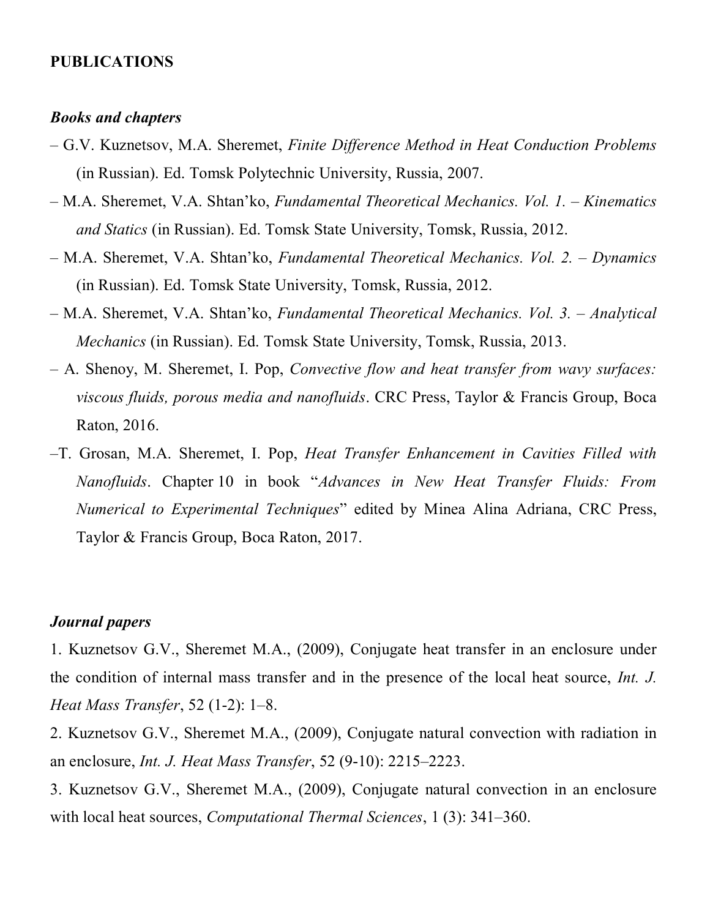**PUBLICATIONS**

***Books and chapters***

– G.V. Kuznetsov, M.A. Sheremet, *Finite Difference Method in Heat Conduction Problems* (in Russian). Ed. Tomsk Polytechnic University, Russia, 2007.

– M.A. Sheremet, V.A. Shtan'ko, *Fundamental Theoretical Mechanics. Vol. 1. – Kinematics and Statics* (in Russian). Ed. Tomsk State University, Tomsk, Russia, 2012.

– M.A. Sheremet, V.A. Shtan'ko, *Fundamental Theoretical Mechanics. Vol. 2. – Dynamics* (in Russian). Ed. Tomsk State University, Tomsk, Russia, 2012.

– M.A. Sheremet, V.A. Shtan'ko, *Fundamental Theoretical Mechanics. Vol. 3. – Analytical Mechanics* (in Russian). Ed. Tomsk State University, Tomsk, Russia, 2013.

– A. Shenoy, M. Sheremet, I. Pop, *Convective flow and heat transfer from wavy surfaces: viscous fluids, porous media and nanofluids*. CRC Press, Taylor & Francis Group, Boca Raton, 2016.

–T. Grosan, M.A. Sheremet, I. Pop, *Heat Transfer Enhancement in Cavities Filled with Nanofluids*. Chapter 10 in book "*Advances in New Heat Transfer Fluids: From Numerical to Experimental Techniques*" edited by Minea Alina Adriana, CRC Press, Taylor & Francis Group, Boca Raton, 2017.

***Journal papers***

1. Kuznetsov G.V., Sheremet M.A., (2009), Conjugate heat transfer in an enclosure under the condition of internal mass transfer and in the presence of the local heat source, *Int. J. Heat Mass Transfer*, 52 (1-2): 1–8.

2. Kuznetsov G.V., Sheremet M.A., (2009), Conjugate natural convection with radiation in an enclosure, *Int. J. Heat Mass Transfer*, 52 (9-10): 2215–2223.

3. Kuznetsov G.V., Sheremet M.A., (2009), Conjugate natural convection in an enclosure with local heat sources, *Computational Thermal Sciences*, 1 (3): 341–360.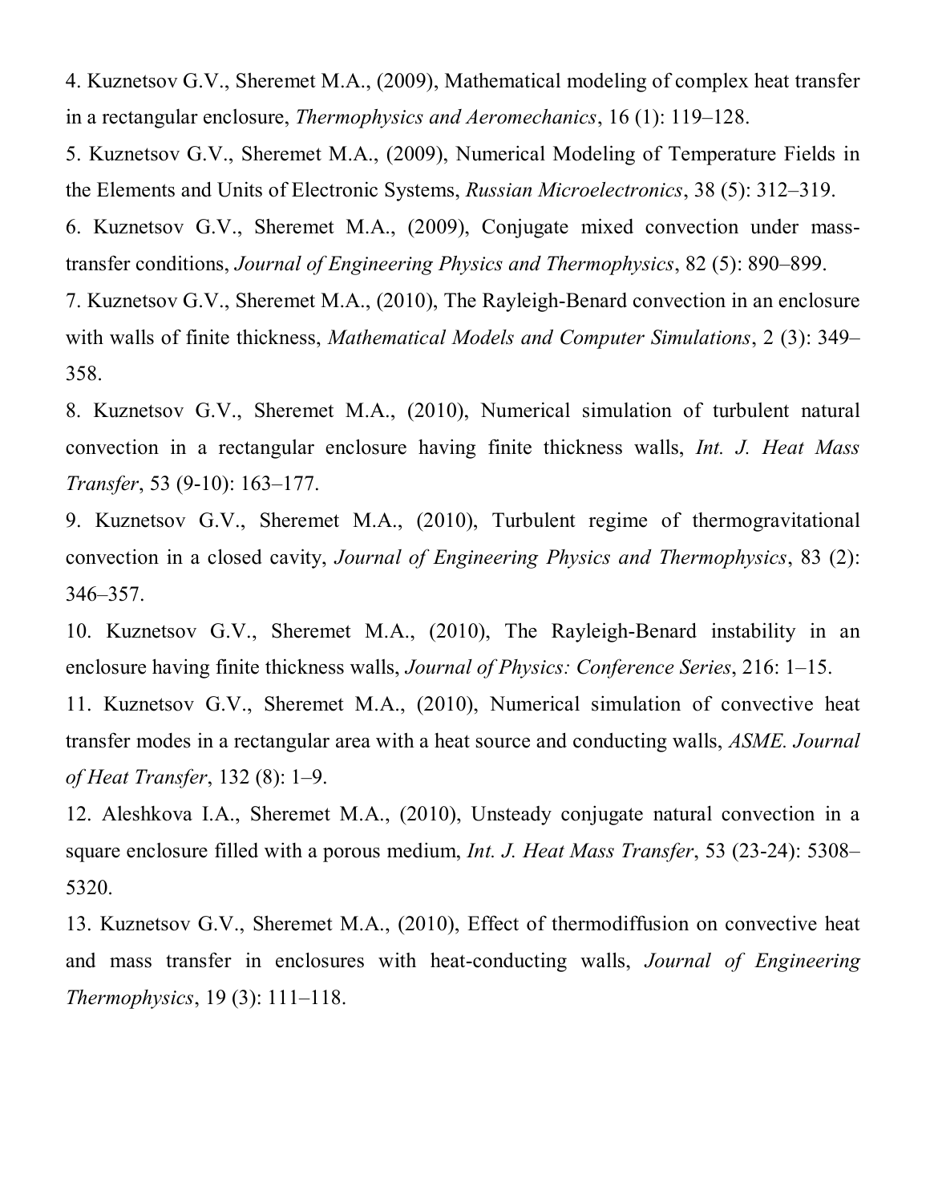4. Kuznetsov G.V., Sheremet M.A., (2009), Mathematical modeling of complex heat transfer in a rectangular enclosure, *Thermophysics and Aeromechanics*, 16 (1): 119–128.

5. Kuznetsov G.V., Sheremet M.A., (2009), Numerical Modeling of Temperature Fields in the Elements and Units of Electronic Systems, *Russian Microelectronics*, 38 (5): 312–319.

6. Kuznetsov G.V., Sheremet M.A., (2009), Conjugate mixed convection under mass-transfer conditions, *Journal of Engineering Physics and Thermophysics*, 82 (5): 890–899.

7. Kuznetsov G.V., Sheremet M.A., (2010), The Rayleigh-Benard convection in an enclosure with walls of finite thickness, *Mathematical Models and Computer Simulations*, 2 (3): 349–358.

8. Kuznetsov G.V., Sheremet M.A., (2010), Numerical simulation of turbulent natural convection in a rectangular enclosure having finite thickness walls, *Int. J. Heat Mass Transfer*, 53 (9-10): 163–177.

9. Kuznetsov G.V., Sheremet M.A., (2010), Turbulent regime of thermogravitational convection in a closed cavity, *Journal of Engineering Physics and Thermophysics*, 83 (2): 346–357.

10. Kuznetsov G.V., Sheremet M.A., (2010), The Rayleigh-Benard instability in an enclosure having finite thickness walls, *Journal of Physics: Conference Series*, 216: 1–15.

11. Kuznetsov G.V., Sheremet M.A., (2010), Numerical simulation of convective heat transfer modes in a rectangular area with a heat source and conducting walls, *ASME. Journal of Heat Transfer*, 132 (8): 1–9.

12. Aleshkova I.A., Sheremet M.A., (2010), Unsteady conjugate natural convection in a square enclosure filled with a porous medium, *Int. J. Heat Mass Transfer*, 53 (23-24): 5308–5320.

13. Kuznetsov G.V., Sheremet M.A., (2010), Effect of thermodiffusion on convective heat and mass transfer in enclosures with heat-conducting walls, *Journal of Engineering Thermophysics*, 19 (3): 111–118.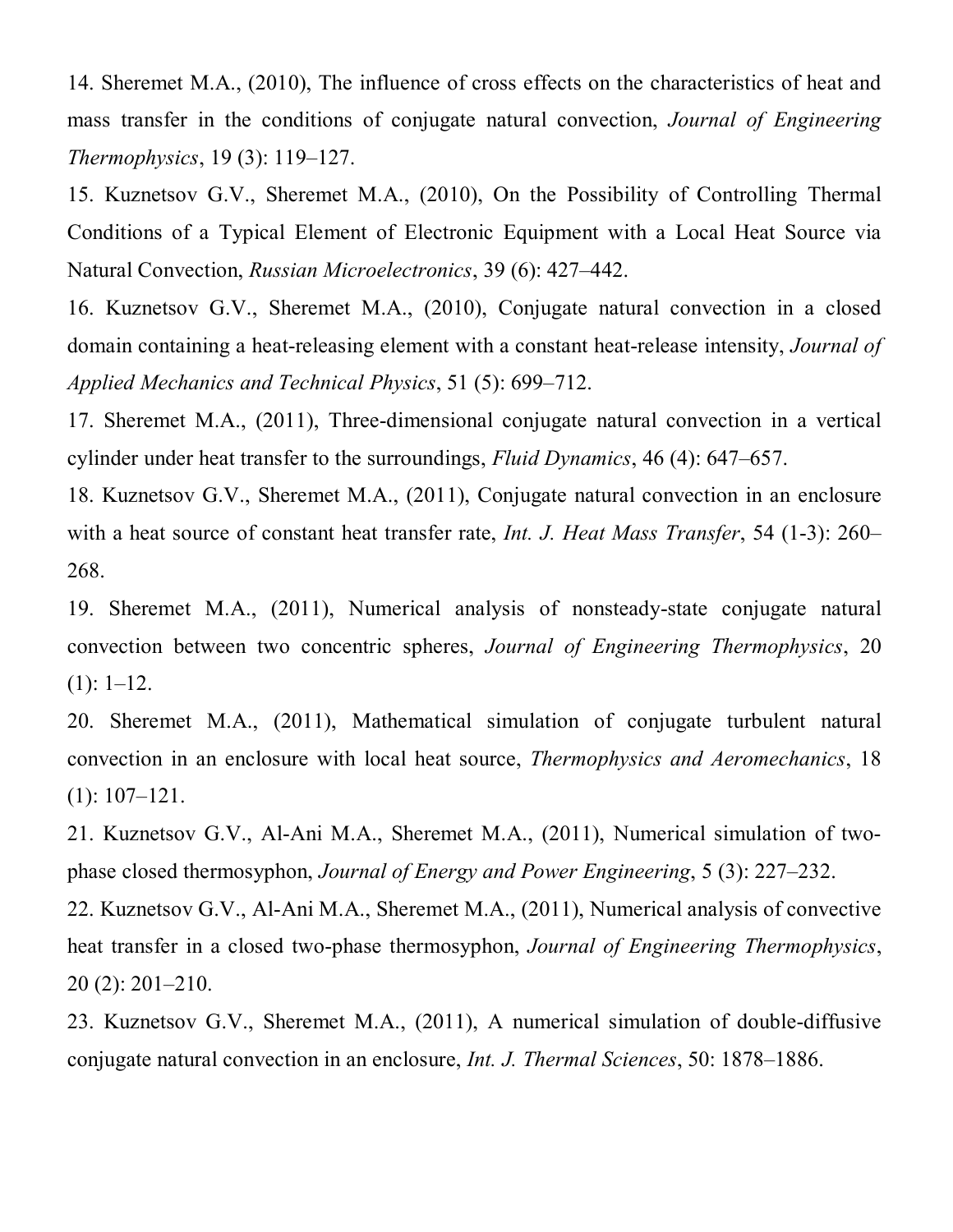14. Sheremet M.A., (2010), The influence of cross effects on the characteristics of heat and mass transfer in the conditions of conjugate natural convection, *Journal of Engineering Thermophysics*, 19 (3): 119–127.

15. Kuznetsov G.V., Sheremet M.A., (2010), On the Possibility of Controlling Thermal Conditions of a Typical Element of Electronic Equipment with a Local Heat Source via Natural Convection, *Russian Microelectronics*, 39 (6): 427–442.

16. Kuznetsov G.V., Sheremet M.A., (2010), Conjugate natural convection in a closed domain containing a heat-releasing element with a constant heat-release intensity, *Journal of Applied Mechanics and Technical Physics*, 51 (5): 699–712.

17. Sheremet M.A., (2011), Three-dimensional conjugate natural convection in a vertical cylinder under heat transfer to the surroundings, *Fluid Dynamics*, 46 (4): 647–657.

18. Kuznetsov G.V., Sheremet M.A., (2011), Conjugate natural convection in an enclosure with a heat source of constant heat transfer rate, *Int. J. Heat Mass Transfer*, 54 (1-3): 260–268.

19. Sheremet M.A., (2011), Numerical analysis of nonsteady-state conjugate natural convection between two concentric spheres, *Journal of Engineering Thermophysics*, 20 (1): 1–12.

20. Sheremet M.A., (2011), Mathematical simulation of conjugate turbulent natural convection in an enclosure with local heat source, *Thermophysics and Aeromechanics*, 18 (1): 107–121.

21. Kuznetsov G.V., Al-Ani M.A., Sheremet M.A., (2011), Numerical simulation of two-phase closed thermosyphon, *Journal of Energy and Power Engineering*, 5 (3): 227–232.

22. Kuznetsov G.V., Al-Ani M.A., Sheremet M.A., (2011), Numerical analysis of convective heat transfer in a closed two-phase thermosyphon, *Journal of Engineering Thermophysics*, 20 (2): 201–210.

23. Kuznetsov G.V., Sheremet M.A., (2011), A numerical simulation of double-diffusive conjugate natural convection in an enclosure, *Int. J. Thermal Sciences*, 50: 1878–1886.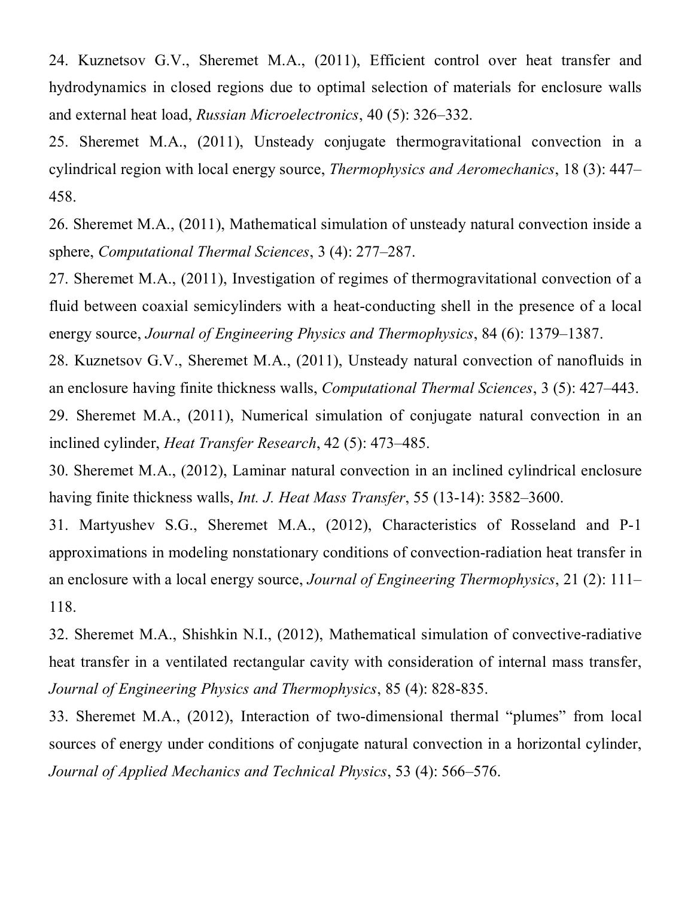24. Kuznetsov G.V., Sheremet M.A., (2011), Efficient control over heat transfer and hydrodynamics in closed regions due to optimal selection of materials for enclosure walls and external heat load, *Russian Microelectronics*, 40 (5): 326–332.

25. Sheremet M.A., (2011), Unsteady conjugate thermogravitational convection in a cylindrical region with local energy source, *Thermophysics and Aeromechanics*, 18 (3): 447–458.

26. Sheremet M.A., (2011), Mathematical simulation of unsteady natural convection inside a sphere, *Computational Thermal Sciences*, 3 (4): 277–287.

27. Sheremet M.A., (2011), Investigation of regimes of thermogravitational convection of a fluid between coaxial semicylinders with a heat-conducting shell in the presence of a local energy source, *Journal of Engineering Physics and Thermophysics*, 84 (6): 1379–1387.

28. Kuznetsov G.V., Sheremet M.A., (2011), Unsteady natural convection of nanofluids in an enclosure having finite thickness walls, *Computational Thermal Sciences*, 3 (5): 427–443.

29. Sheremet M.A., (2011), Numerical simulation of conjugate natural convection in an inclined cylinder, *Heat Transfer Research*, 42 (5): 473–485.

30. Sheremet M.A., (2012), Laminar natural convection in an inclined cylindrical enclosure having finite thickness walls, *Int. J. Heat Mass Transfer*, 55 (13-14): 3582–3600.

31. Martyushev S.G., Sheremet M.A., (2012), Characteristics of Rosseland and P-1 approximations in modeling nonstationary conditions of convection-radiation heat transfer in an enclosure with a local energy source, *Journal of Engineering Thermophysics*, 21 (2): 111–118.

32. Sheremet M.A., Shishkin N.I., (2012), Mathematical simulation of convective-radiative heat transfer in a ventilated rectangular cavity with consideration of internal mass transfer, *Journal of Engineering Physics and Thermophysics*, 85 (4): 828-835.

33. Sheremet M.A., (2012), Interaction of two-dimensional thermal "plumes" from local sources of energy under conditions of conjugate natural convection in a horizontal cylinder, *Journal of Applied Mechanics and Technical Physics*, 53 (4): 566–576.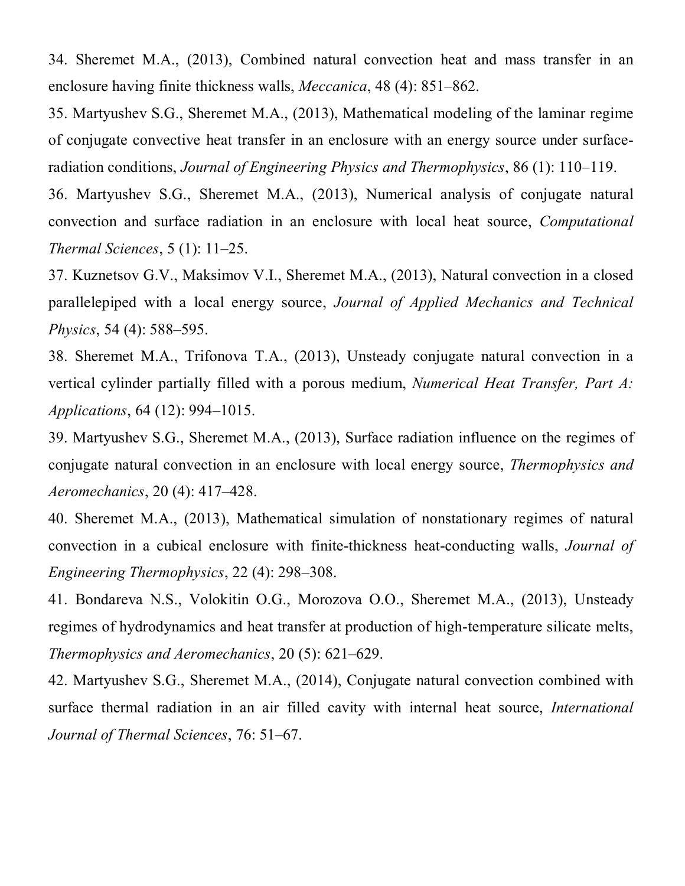34. Sheremet M.A., (2013), Combined natural convection heat and mass transfer in an enclosure having finite thickness walls, *Meccanica*, 48 (4): 851–862.

35. Martyushev S.G., Sheremet M.A., (2013), Mathematical modeling of the laminar regime of conjugate convective heat transfer in an enclosure with an energy source under surface-radiation conditions, *Journal of Engineering Physics and Thermophysics*, 86 (1): 110–119.

36. Martyushev S.G., Sheremet M.A., (2013), Numerical analysis of conjugate natural convection and surface radiation in an enclosure with local heat source, *Computational Thermal Sciences*, 5 (1): 11–25.

37. Kuznetsov G.V., Maksimov V.I., Sheremet M.A., (2013), Natural convection in a closed parallelepiped with a local energy source, *Journal of Applied Mechanics and Technical Physics*, 54 (4): 588–595.

38. Sheremet M.A., Trifonova T.A., (2013), Unsteady conjugate natural convection in a vertical cylinder partially filled with a porous medium, *Numerical Heat Transfer, Part A: Applications*, 64 (12): 994–1015.

39. Martyushev S.G., Sheremet M.A., (2013), Surface radiation influence on the regimes of conjugate natural convection in an enclosure with local energy source, *Thermophysics and Aeromechanics*, 20 (4): 417–428.

40. Sheremet M.A., (2013), Mathematical simulation of nonstationary regimes of natural convection in a cubical enclosure with finite-thickness heat-conducting walls, *Journal of Engineering Thermophysics*, 22 (4): 298–308.

41. Bondareva N.S., Volokitin O.G., Morozova O.O., Sheremet M.A., (2013), Unsteady regimes of hydrodynamics and heat transfer at production of high-temperature silicate melts, *Thermophysics and Aeromechanics*, 20 (5): 621–629.

42. Martyushev S.G., Sheremet M.A., (2014), Conjugate natural convection combined with surface thermal radiation in an air filled cavity with internal heat source, *International Journal of Thermal Sciences*, 76: 51–67.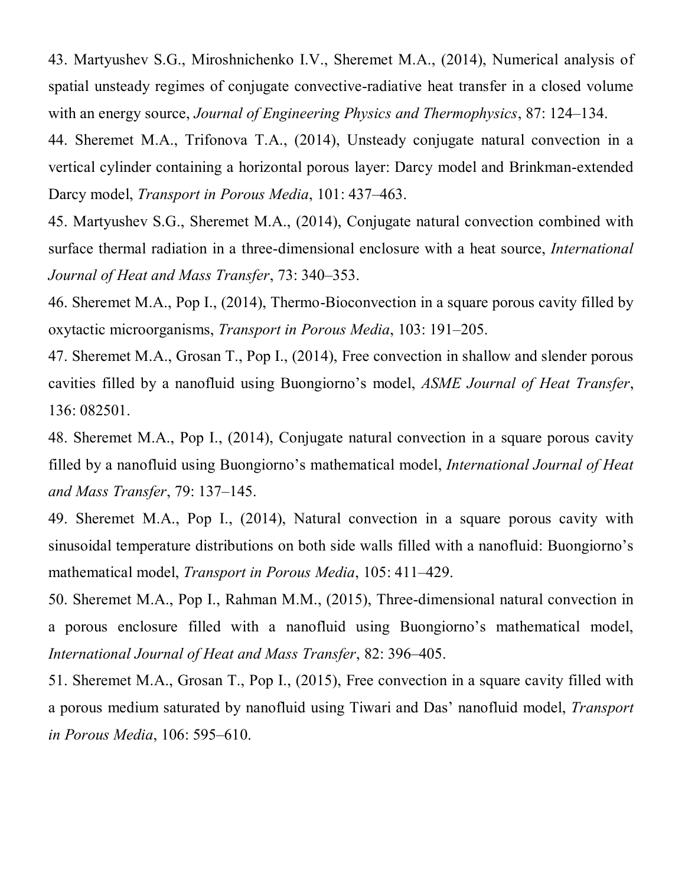43. Martyushev S.G., Miroshnichenko I.V., Sheremet M.A., (2014), Numerical analysis of spatial unsteady regimes of conjugate convective-radiative heat transfer in a closed volume with an energy source, *Journal of Engineering Physics and Thermophysics*, 87: 124–134.

44. Sheremet M.A., Trifonova T.A., (2014), Unsteady conjugate natural convection in a vertical cylinder containing a horizontal porous layer: Darcy model and Brinkman-extended Darcy model, *Transport in Porous Media*, 101: 437–463.

45. Martyushev S.G., Sheremet M.A., (2014), Conjugate natural convection combined with surface thermal radiation in a three-dimensional enclosure with a heat source, *International Journal of Heat and Mass Transfer*, 73: 340–353.

46. Sheremet M.A., Pop I., (2014), Thermo-Bioconvection in a square porous cavity filled by oxytactic microorganisms, *Transport in Porous Media*, 103: 191–205.

47. Sheremet M.A., Grosan T., Pop I., (2014), Free convection in shallow and slender porous cavities filled by a nanofluid using Buongiorno's model, *ASME Journal of Heat Transfer*, 136: 082501.

48. Sheremet M.A., Pop I., (2014), Conjugate natural convection in a square porous cavity filled by a nanofluid using Buongiorno's mathematical model, *International Journal of Heat and Mass Transfer*, 79: 137–145.

49. Sheremet M.A., Pop I., (2014), Natural convection in a square porous cavity with sinusoidal temperature distributions on both side walls filled with a nanofluid: Buongiorno's mathematical model, *Transport in Porous Media*, 105: 411–429.

50. Sheremet M.A., Pop I., Rahman M.M., (2015), Three-dimensional natural convection in a porous enclosure filled with a nanofluid using Buongiorno's mathematical model, *International Journal of Heat and Mass Transfer*, 82: 396–405.

51. Sheremet M.A., Grosan T., Pop I., (2015), Free convection in a square cavity filled with a porous medium saturated by nanofluid using Tiwari and Das' nanofluid model, *Transport in Porous Media*, 106: 595–610.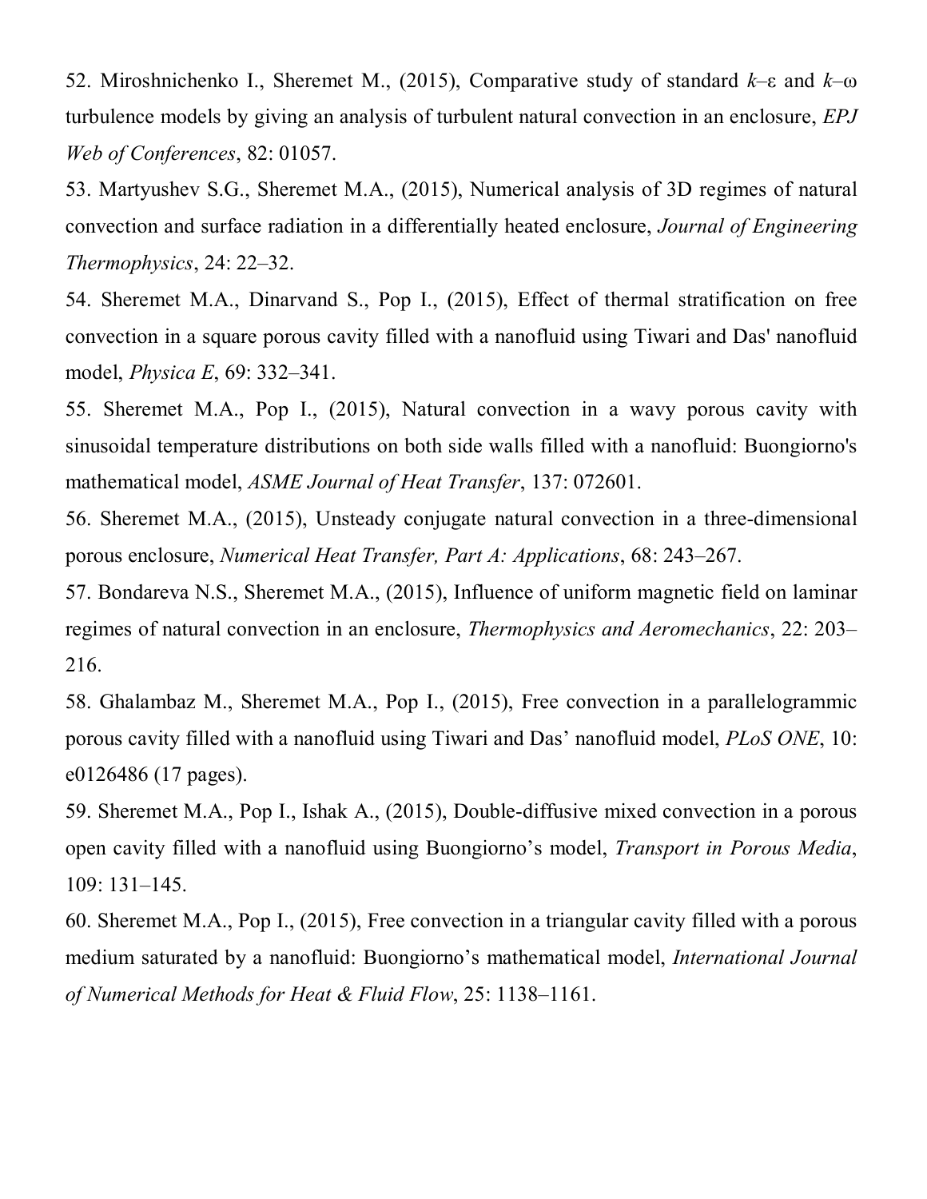52. Miroshnichenko I., Sheremet M., (2015), Comparative study of standard $k$–ε and $k$–ω turbulence models by giving an analysis of turbulent natural convection in an enclosure, *EPJ Web of Conferences*, 82: 01057.

53. Martyushev S.G., Sheremet M.A., (2015), Numerical analysis of 3D regimes of natural convection and surface radiation in a differentially heated enclosure, *Journal of Engineering Thermophysics*, 24: 22–32.

54. Sheremet M.A., Dinarvand S., Pop I., (2015), Effect of thermal stratification on free convection in a square porous cavity filled with a nanofluid using Tiwari and Das' nanofluid model, *Physica E*, 69: 332–341.

55. Sheremet M.A., Pop I., (2015), Natural convection in a wavy porous cavity with sinusoidal temperature distributions on both side walls filled with a nanofluid: Buongiorno's mathematical model, *ASME Journal of Heat Transfer*, 137: 072601.

56. Sheremet M.A., (2015), Unsteady conjugate natural convection in a three-dimensional porous enclosure, *Numerical Heat Transfer, Part A: Applications*, 68: 243–267.

57. Bondareva N.S., Sheremet M.A., (2015), Influence of uniform magnetic field on laminar regimes of natural convection in an enclosure, *Thermophysics and Aeromechanics*, 22: 203–216.

58. Ghalambaz M., Sheremet M.A., Pop I., (2015), Free convection in a parallelogrammic porous cavity filled with a nanofluid using Tiwari and Das' nanofluid model, *PLoS ONE*, 10: e0126486 (17 pages).

59. Sheremet M.A., Pop I., Ishak A., (2015), Double-diffusive mixed convection in a porous open cavity filled with a nanofluid using Buongiorno's model, *Transport in Porous Media*, 109: 131–145.

60. Sheremet M.A., Pop I., (2015), Free convection in a triangular cavity filled with a porous medium saturated by a nanofluid: Buongiorno's mathematical model, *International Journal of Numerical Methods for Heat & Fluid Flow*, 25: 1138–1161.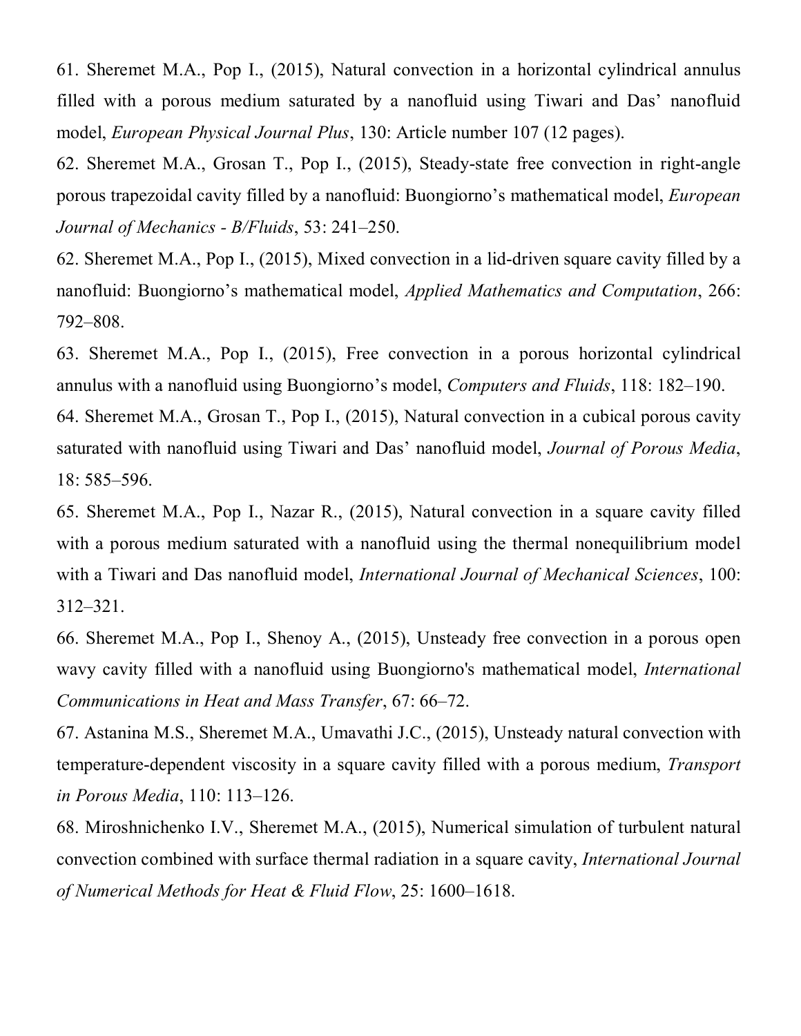61. Sheremet M.A., Pop I., (2015), Natural convection in a horizontal cylindrical annulus filled with a porous medium saturated by a nanofluid using Tiwari and Das' nanofluid model, *European Physical Journal Plus*, 130: Article number 107 (12 pages).

62. Sheremet M.A., Grosan T., Pop I., (2015), Steady-state free convection in right-angle porous trapezoidal cavity filled by a nanofluid: Buongiorno's mathematical model, *European Journal of Mechanics - B/Fluids*, 53: 241–250.

62. Sheremet M.A., Pop I., (2015), Mixed convection in a lid-driven square cavity filled by a nanofluid: Buongiorno's mathematical model, *Applied Mathematics and Computation*, 266: 792–808.

63. Sheremet M.A., Pop I., (2015), Free convection in a porous horizontal cylindrical annulus with a nanofluid using Buongiorno's model, *Computers and Fluids*, 118: 182–190.

64. Sheremet M.A., Grosan T., Pop I., (2015), Natural convection in a cubical porous cavity saturated with nanofluid using Tiwari and Das' nanofluid model, *Journal of Porous Media*, 18: 585–596.

65. Sheremet M.A., Pop I., Nazar R., (2015), Natural convection in a square cavity filled with a porous medium saturated with a nanofluid using the thermal nonequilibrium model with a Tiwari and Das nanofluid model, *International Journal of Mechanical Sciences*, 100: 312–321.

66. Sheremet M.A., Pop I., Shenoy A., (2015), Unsteady free convection in a porous open wavy cavity filled with a nanofluid using Buongiorno's mathematical model, *International Communications in Heat and Mass Transfer*, 67: 66–72.

67. Astanina M.S., Sheremet M.A., Umavathi J.C., (2015), Unsteady natural convection with temperature-dependent viscosity in a square cavity filled with a porous medium, *Transport in Porous Media*, 110: 113–126.

68. Miroshnichenko I.V., Sheremet M.A., (2015), Numerical simulation of turbulent natural convection combined with surface thermal radiation in a square cavity, *International Journal of Numerical Methods for Heat & Fluid Flow*, 25: 1600–1618.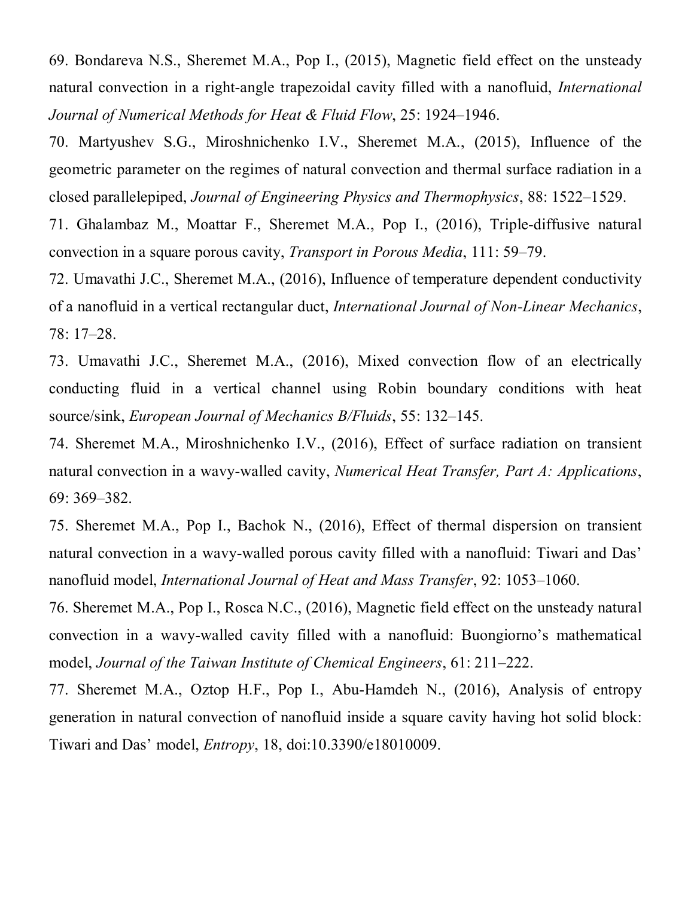69. Bondareva N.S., Sheremet M.A., Pop I., (2015), Magnetic field effect on the unsteady natural convection in a right-angle trapezoidal cavity filled with a nanofluid, *International Journal of Numerical Methods for Heat & Fluid Flow*, 25: 1924–1946.

70. Martyushev S.G., Miroshnichenko I.V., Sheremet M.A., (2015), Influence of the geometric parameter on the regimes of natural convection and thermal surface radiation in a closed parallelepiped, *Journal of Engineering Physics and Thermophysics*, 88: 1522–1529.

71. Ghalambaz M., Moattar F., Sheremet M.A., Pop I., (2016), Triple-diffusive natural convection in a square porous cavity, *Transport in Porous Media*, 111: 59–79.

72. Umavathi J.C., Sheremet M.A., (2016), Influence of temperature dependent conductivity of a nanofluid in a vertical rectangular duct, *International Journal of Non-Linear Mechanics*, 78: 17–28.

73. Umavathi J.C., Sheremet M.A., (2016), Mixed convection flow of an electrically conducting fluid in a vertical channel using Robin boundary conditions with heat source/sink, *European Journal of Mechanics B/Fluids*, 55: 132–145.

74. Sheremet M.A., Miroshnichenko I.V., (2016), Effect of surface radiation on transient natural convection in a wavy-walled cavity, *Numerical Heat Transfer, Part A: Applications*, 69: 369–382.

75. Sheremet M.A., Pop I., Bachok N., (2016), Effect of thermal dispersion on transient natural convection in a wavy-walled porous cavity filled with a nanofluid: Tiwari and Das' nanofluid model, *International Journal of Heat and Mass Transfer*, 92: 1053–1060.

76. Sheremet M.A., Pop I., Rosca N.C., (2016), Magnetic field effect on the unsteady natural convection in a wavy-walled cavity filled with a nanofluid: Buongiorno's mathematical model, *Journal of the Taiwan Institute of Chemical Engineers*, 61: 211–222.

77. Sheremet M.A., Oztop H.F., Pop I., Abu-Hamdeh N., (2016), Analysis of entropy generation in natural convection of nanofluid inside a square cavity having hot solid block: Tiwari and Das' model, *Entropy*, 18, doi:10.3390/e18010009.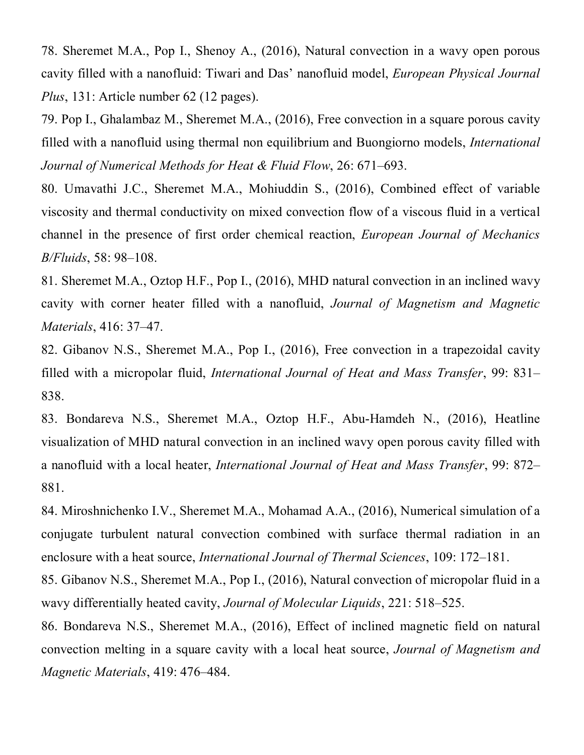78. Sheremet M.A., Pop I., Shenoy A., (2016), Natural convection in a wavy open porous cavity filled with a nanofluid: Tiwari and Das' nanofluid model, *European Physical Journal Plus*, 131: Article number 62 (12 pages).

79. Pop I., Ghalambaz M., Sheremet M.A., (2016), Free convection in a square porous cavity filled with a nanofluid using thermal non equilibrium and Buongiorno models, *International Journal of Numerical Methods for Heat & Fluid Flow*, 26: 671–693.

80. Umavathi J.C., Sheremet M.A., Mohiuddin S., (2016), Combined effect of variable viscosity and thermal conductivity on mixed convection flow of a viscous fluid in a vertical channel in the presence of first order chemical reaction, *European Journal of Mechanics B/Fluids*, 58: 98–108.

81. Sheremet M.A., Oztop H.F., Pop I., (2016), MHD natural convection in an inclined wavy cavity with corner heater filled with a nanofluid, *Journal of Magnetism and Magnetic Materials*, 416: 37–47.

82. Gibanov N.S., Sheremet M.A., Pop I., (2016), Free convection in a trapezoidal cavity filled with a micropolar fluid, *International Journal of Heat and Mass Transfer*, 99: 831–838.

83. Bondareva N.S., Sheremet M.A., Oztop H.F., Abu-Hamdeh N., (2016), Heatline visualization of MHD natural convection in an inclined wavy open porous cavity filled with a nanofluid with a local heater, *International Journal of Heat and Mass Transfer*, 99: 872–881.

84. Miroshnichenko I.V., Sheremet M.A., Mohamad A.A., (2016), Numerical simulation of a conjugate turbulent natural convection combined with surface thermal radiation in an enclosure with a heat source, *International Journal of Thermal Sciences*, 109: 172–181.

85. Gibanov N.S., Sheremet M.A., Pop I., (2016), Natural convection of micropolar fluid in a wavy differentially heated cavity, *Journal of Molecular Liquids*, 221: 518–525.

86. Bondareva N.S., Sheremet M.A., (2016), Effect of inclined magnetic field on natural convection melting in a square cavity with a local heat source, *Journal of Magnetism and Magnetic Materials*, 419: 476–484.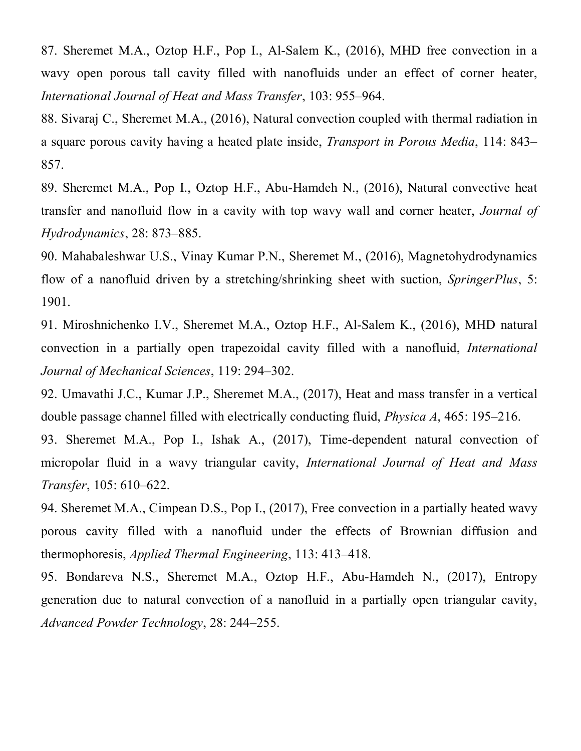87. Sheremet M.A., Oztop H.F., Pop I., Al-Salem K., (2016), MHD free convection in a wavy open porous tall cavity filled with nanofluids under an effect of corner heater, *International Journal of Heat and Mass Transfer*, 103: 955–964.

88. Sivaraj C., Sheremet M.A., (2016), Natural convection coupled with thermal radiation in a square porous cavity having a heated plate inside, *Transport in Porous Media*, 114: 843–857.

89. Sheremet M.A., Pop I., Oztop H.F., Abu-Hamdeh N., (2016), Natural convective heat transfer and nanofluid flow in a cavity with top wavy wall and corner heater, *Journal of Hydrodynamics*, 28: 873–885.

90. Mahabaleshwar U.S., Vinay Kumar P.N., Sheremet M., (2016), Magnetohydrodynamics flow of a nanofluid driven by a stretching/shrinking sheet with suction, *SpringerPlus*, 5: 1901.

91. Miroshnichenko I.V., Sheremet M.A., Oztop H.F., Al-Salem K., (2016), MHD natural convection in a partially open trapezoidal cavity filled with a nanofluid, *International Journal of Mechanical Sciences*, 119: 294–302.

92. Umavathi J.C., Kumar J.P., Sheremet M.A., (2017), Heat and mass transfer in a vertical double passage channel filled with electrically conducting fluid, *Physica A*, 465: 195–216.

93. Sheremet M.A., Pop I., Ishak A., (2017), Time-dependent natural convection of micropolar fluid in a wavy triangular cavity, *International Journal of Heat and Mass Transfer*, 105: 610–622.

94. Sheremet M.A., Cimpean D.S., Pop I., (2017), Free convection in a partially heated wavy porous cavity filled with a nanofluid under the effects of Brownian diffusion and thermophoresis, *Applied Thermal Engineering*, 113: 413–418.

95. Bondareva N.S., Sheremet M.A., Oztop H.F., Abu-Hamdeh N., (2017), Entropy generation due to natural convection of a nanofluid in a partially open triangular cavity, *Advanced Powder Technology*, 28: 244–255.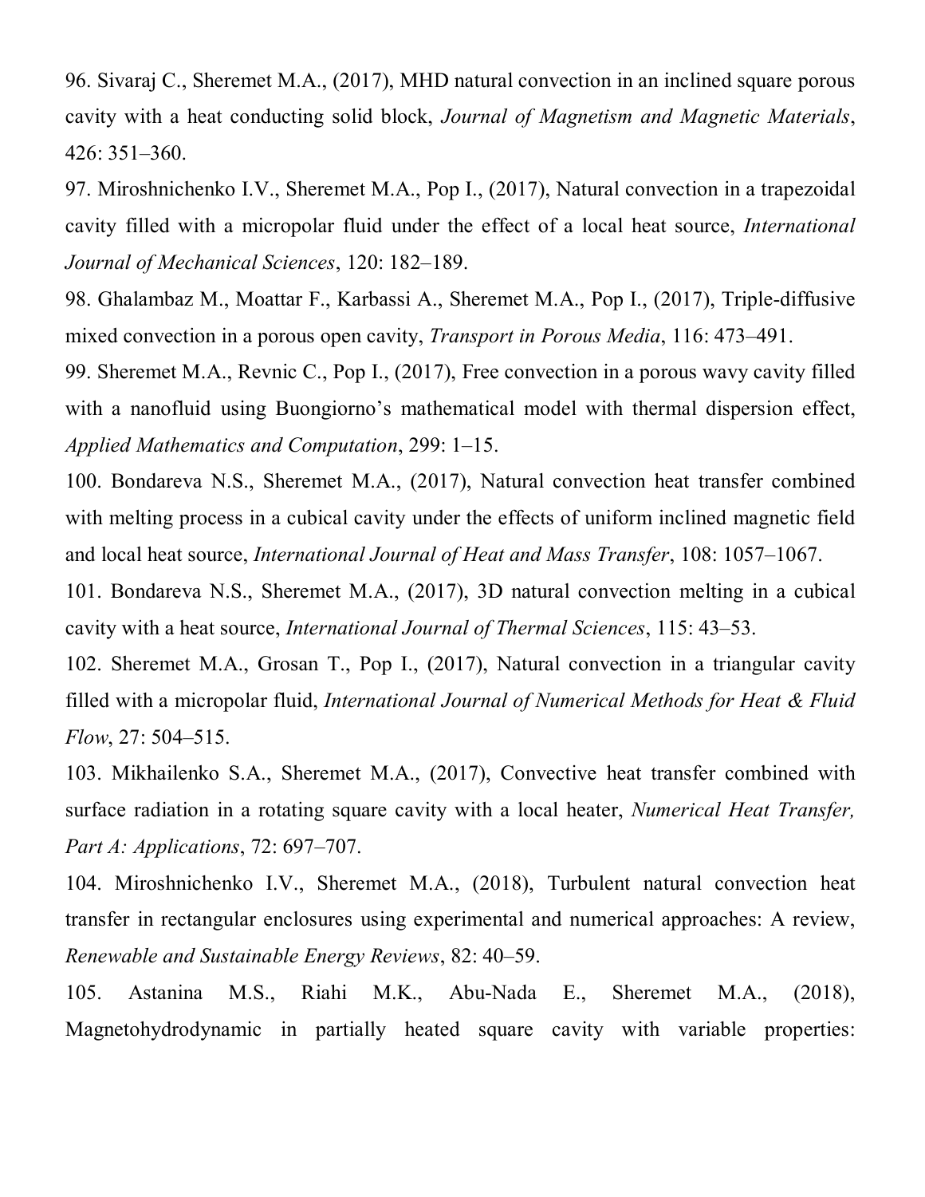96. Sivaraj C., Sheremet M.A., (2017), MHD natural convection in an inclined square porous cavity with a heat conducting solid block, *Journal of Magnetism and Magnetic Materials*, 426: 351–360.

97. Miroshnichenko I.V., Sheremet M.A., Pop I., (2017), Natural convection in a trapezoidal cavity filled with a micropolar fluid under the effect of a local heat source, *International Journal of Mechanical Sciences*, 120: 182–189.

98. Ghalambaz M., Moattar F., Karbassi A., Sheremet M.A., Pop I., (2017), Triple-diffusive mixed convection in a porous open cavity, *Transport in Porous Media*, 116: 473–491.

99. Sheremet M.A., Revnic C., Pop I., (2017), Free convection in a porous wavy cavity filled with a nanofluid using Buongiorno's mathematical model with thermal dispersion effect, *Applied Mathematics and Computation*, 299: 1–15.

100. Bondareva N.S., Sheremet M.A., (2017), Natural convection heat transfer combined with melting process in a cubical cavity under the effects of uniform inclined magnetic field and local heat source, *International Journal of Heat and Mass Transfer*, 108: 1057–1067.

101. Bondareva N.S., Sheremet M.A., (2017), 3D natural convection melting in a cubical cavity with a heat source, *International Journal of Thermal Sciences*, 115: 43–53.

102. Sheremet M.A., Grosan T., Pop I., (2017), Natural convection in a triangular cavity filled with a micropolar fluid, *International Journal of Numerical Methods for Heat & Fluid Flow*, 27: 504–515.

103. Mikhailenko S.A., Sheremet M.A., (2017), Convective heat transfer combined with surface radiation in a rotating square cavity with a local heater, *Numerical Heat Transfer, Part A: Applications*, 72: 697–707.

104. Miroshnichenko I.V., Sheremet M.A., (2018), Turbulent natural convection heat transfer in rectangular enclosures using experimental and numerical approaches: A review, *Renewable and Sustainable Energy Reviews*, 82: 40–59.

105. Astanina M.S., Riahi M.K., Abu-Nada E., Sheremet M.A., (2018), Magnetohydrodynamic in partially heated square cavity with variable properties: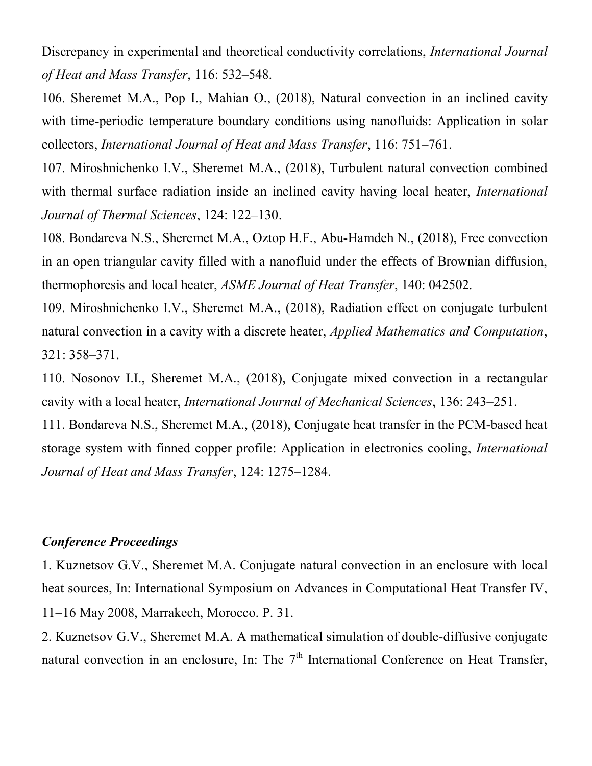Discrepancy in experimental and theoretical conductivity correlations, *International Journal of Heat and Mass Transfer*, 116: 532–548.

106. Sheremet M.A., Pop I., Mahian O., (2018), Natural convection in an inclined cavity with time-periodic temperature boundary conditions using nanofluids: Application in solar collectors, *International Journal of Heat and Mass Transfer*, 116: 751–761.

107. Miroshnichenko I.V., Sheremet M.A., (2018), Turbulent natural convection combined with thermal surface radiation inside an inclined cavity having local heater, *International Journal of Thermal Sciences*, 124: 122–130.

108. Bondareva N.S., Sheremet M.A., Oztop H.F., Abu-Hamdeh N., (2018), Free convection in an open triangular cavity filled with a nanofluid under the effects of Brownian diffusion, thermophoresis and local heater, *ASME Journal of Heat Transfer*, 140: 042502.

109. Miroshnichenko I.V., Sheremet M.A., (2018), Radiation effect on conjugate turbulent natural convection in a cavity with a discrete heater, *Applied Mathematics and Computation*, 321: 358–371.

110. Nosonov I.I., Sheremet M.A., (2018), Conjugate mixed convection in a rectangular cavity with a local heater, *International Journal of Mechanical Sciences*, 136: 243–251.

111. Bondareva N.S., Sheremet M.A., (2018), Conjugate heat transfer in the PCM-based heat storage system with finned copper profile: Application in electronics cooling, *International Journal of Heat and Mass Transfer*, 124: 1275–1284.

### *Conference Proceedings*

1. Kuznetsov G.V., Sheremet M.A. Conjugate natural convection in an enclosure with local heat sources, In: International Symposium on Advances in Computational Heat Transfer IV, 11−16 May 2008, Marrakech, Morocco. P. 31.

2. Kuznetsov G.V., Sheremet M.A. A mathematical simulation of double-diffusive conjugate natural convection in an enclosure, In: The 7th International Conference on Heat Transfer,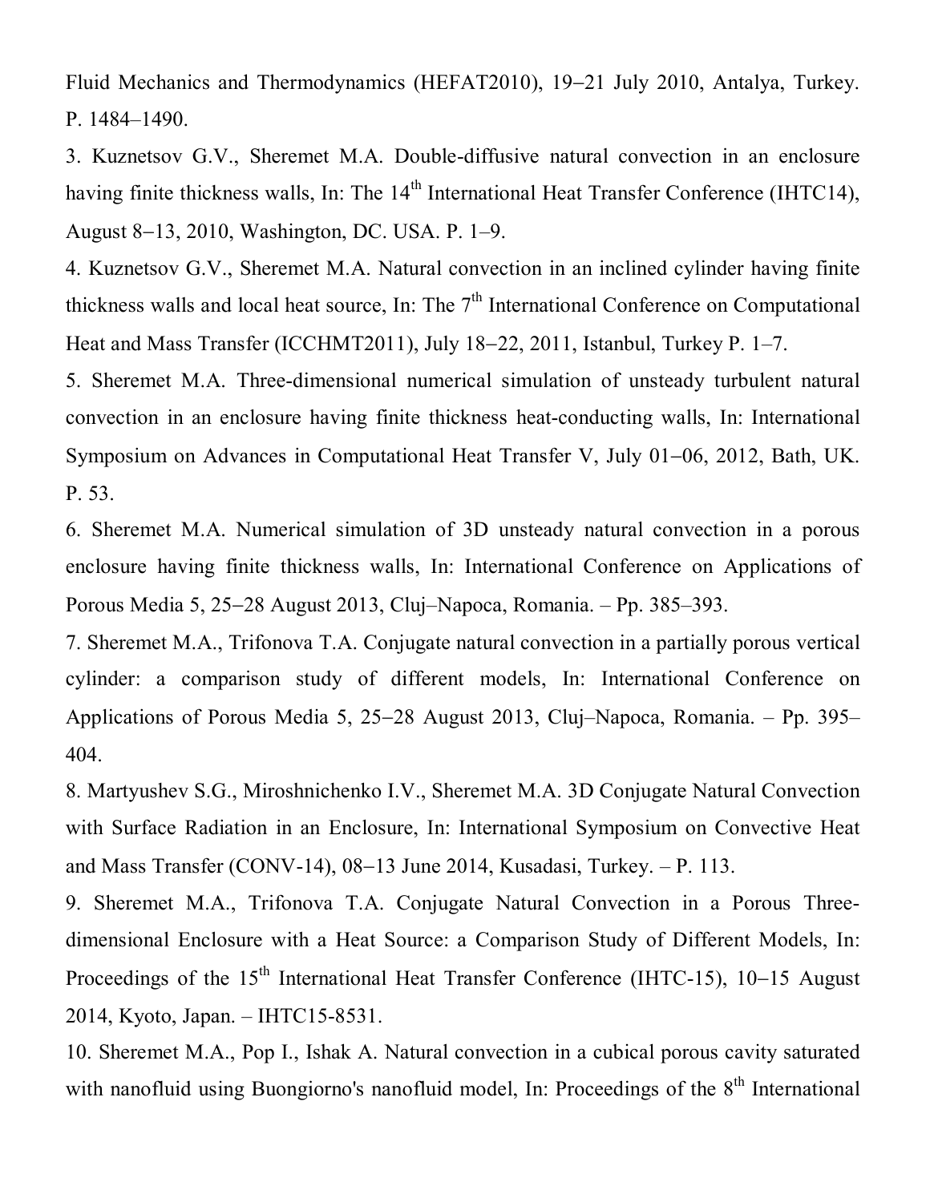Fluid Mechanics and Thermodynamics (HEFAT2010), 19–21 July 2010, Antalya, Turkey. P. 1484–1490.

3. Kuznetsov G.V., Sheremet M.A. Double-diffusive natural convection in an enclosure having finite thickness walls, In: The 14th International Heat Transfer Conference (IHTC14), August 8–13, 2010, Washington, DC. USA. P. 1–9.

4. Kuznetsov G.V., Sheremet M.A. Natural convection in an inclined cylinder having finite thickness walls and local heat source, In: The 7th International Conference on Computational Heat and Mass Transfer (ICCHMT2011), July 18–22, 2011, Istanbul, Turkey P. 1–7.

5. Sheremet M.A. Three-dimensional numerical simulation of unsteady turbulent natural convection in an enclosure having finite thickness heat-conducting walls, In: International Symposium on Advances in Computational Heat Transfer V, July 01–06, 2012, Bath, UK. P. 53.

6. Sheremet M.A. Numerical simulation of 3D unsteady natural convection in a porous enclosure having finite thickness walls, In: International Conference on Applications of Porous Media 5, 25–28 August 2013, Cluj–Napoca, Romania. – Pp. 385–393.

7. Sheremet M.A., Trifonova T.A. Conjugate natural convection in a partially porous vertical cylinder: a comparison study of different models, In: International Conference on Applications of Porous Media 5, 25–28 August 2013, Cluj–Napoca, Romania. – Pp. 395–404.

8. Martyushev S.G., Miroshnichenko I.V., Sheremet M.A. 3D Conjugate Natural Convection with Surface Radiation in an Enclosure, In: International Symposium on Convective Heat and Mass Transfer (CONV-14), 08–13 June 2014, Kusadasi, Turkey. – P. 113.

9. Sheremet M.A., Trifonova T.A. Conjugate Natural Convection in a Porous Three-dimensional Enclosure with a Heat Source: a Comparison Study of Different Models, In: Proceedings of the 15th International Heat Transfer Conference (IHTC-15), 10–15 August 2014, Kyoto, Japan. – IHTC15-8531.

10. Sheremet M.A., Pop I., Ishak A. Natural convection in a cubical porous cavity saturated with nanofluid using Buongiorno's nanofluid model, In: Proceedings of the 8th International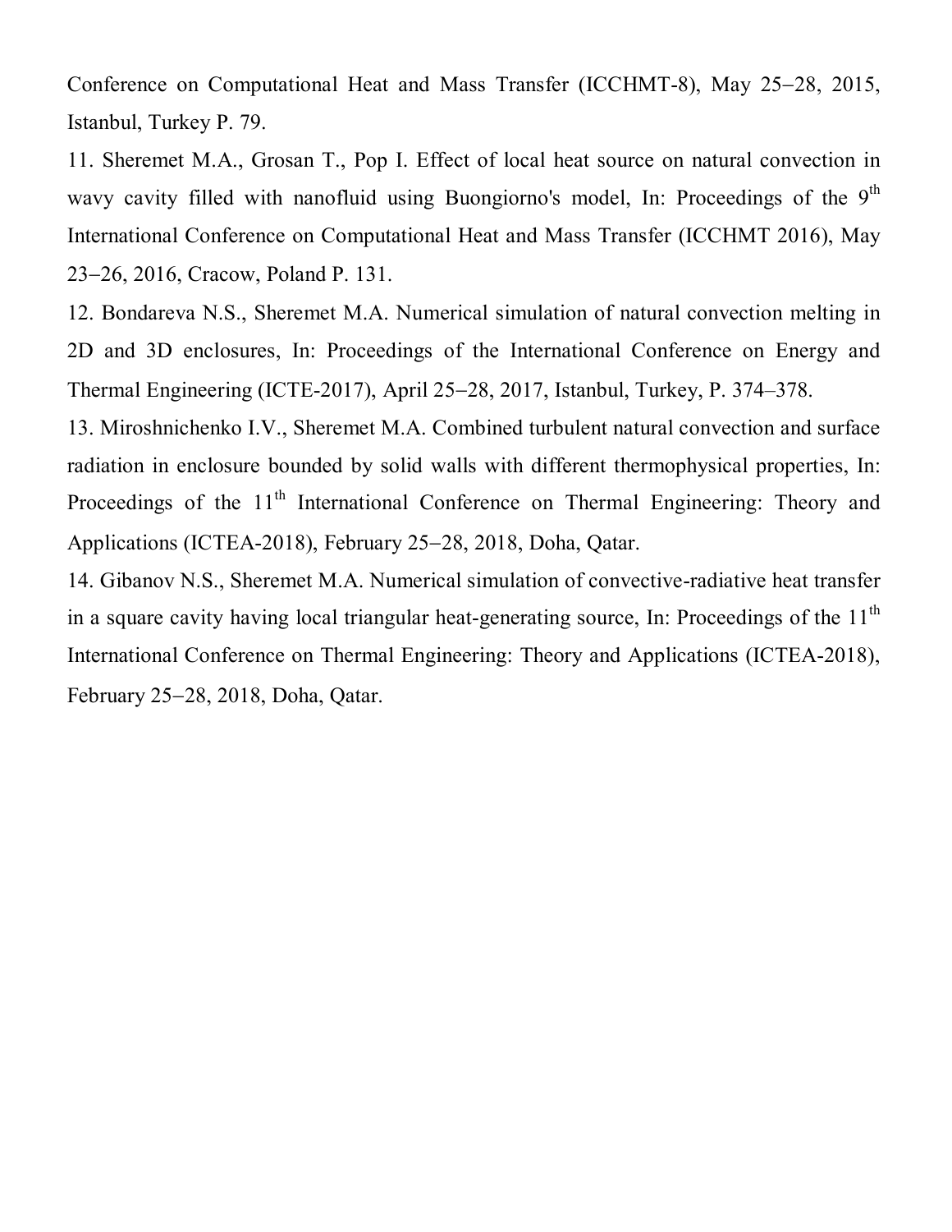Conference on Computational Heat and Mass Transfer (ICCHMT-8), May 25–28, 2015, Istanbul, Turkey P. 79.

11. Sheremet M.A., Grosan T., Pop I. Effect of local heat source on natural convection in wavy cavity filled with nanofluid using Buongiorno's model, In: Proceedings of the 9th International Conference on Computational Heat and Mass Transfer (ICCHMT 2016), May 23–26, 2016, Cracow, Poland P. 131.

12. Bondareva N.S., Sheremet M.A. Numerical simulation of natural convection melting in 2D and 3D enclosures, In: Proceedings of the International Conference on Energy and Thermal Engineering (ICTE-2017), April 25–28, 2017, Istanbul, Turkey, P. 374–378.

13. Miroshnichenko I.V., Sheremet M.A. Combined turbulent natural convection and surface radiation in enclosure bounded by solid walls with different thermophysical properties, In: Proceedings of the 11th International Conference on Thermal Engineering: Theory and Applications (ICTEA-2018), February 25–28, 2018, Doha, Qatar.

14. Gibanov N.S., Sheremet M.A. Numerical simulation of convective-radiative heat transfer in a square cavity having local triangular heat-generating source, In: Proceedings of the 11th International Conference on Thermal Engineering: Theory and Applications (ICTEA-2018), February 25–28, 2018, Doha, Qatar.